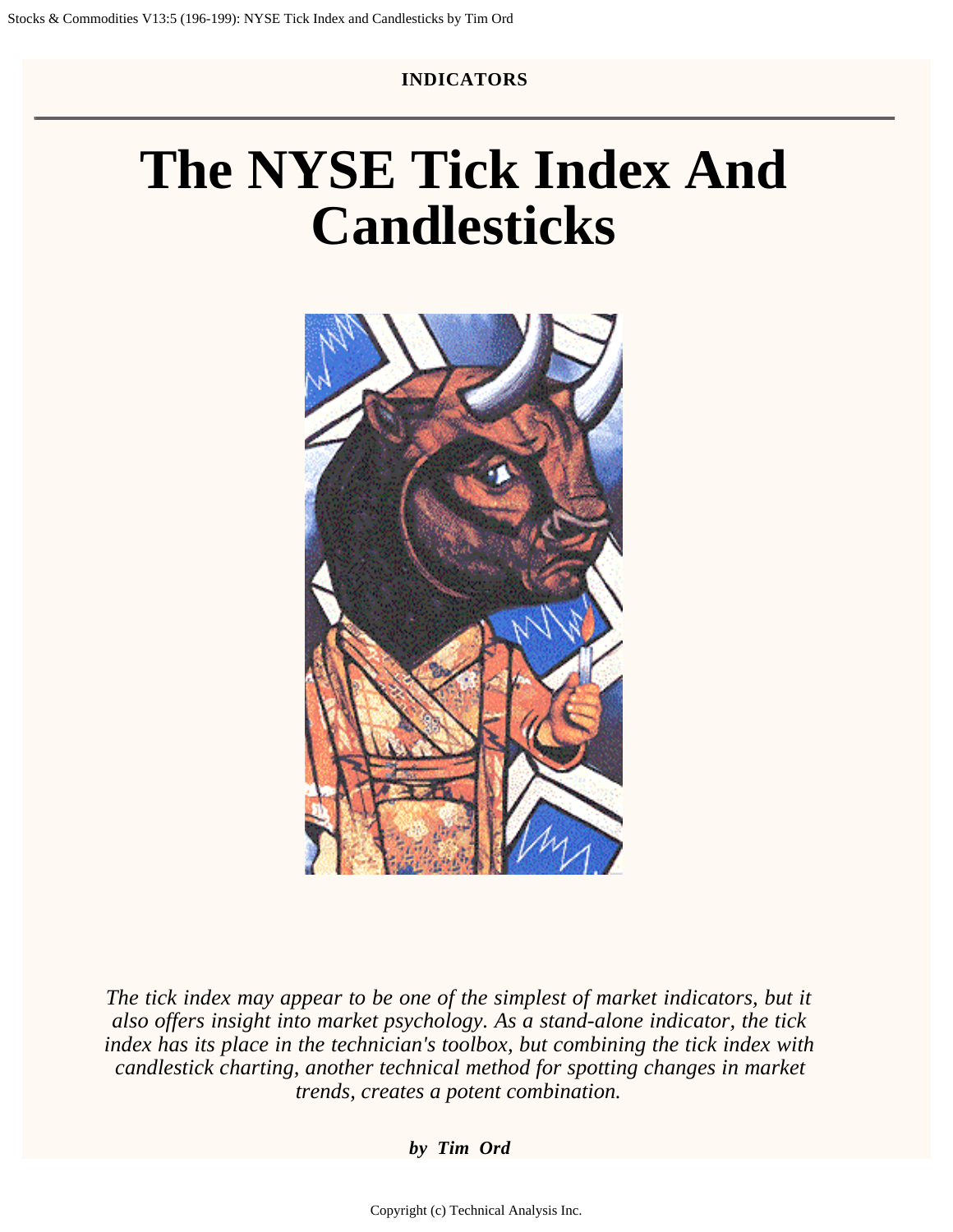**INDICATORS**

# The NYSE Tick Index And Candlesticks

*The tick index may appear to be one of the simplest of market indicators, but it also offers insight into market psychology. As a stand-alone indicator, the tick index has its place in the technician's toolbox, but combining the tick index with candlestick charting, another technical method for spotting changes in market trends, creates a potent combination.*

***by Tim Ord***

Copyright (c) Technical Analysis Inc.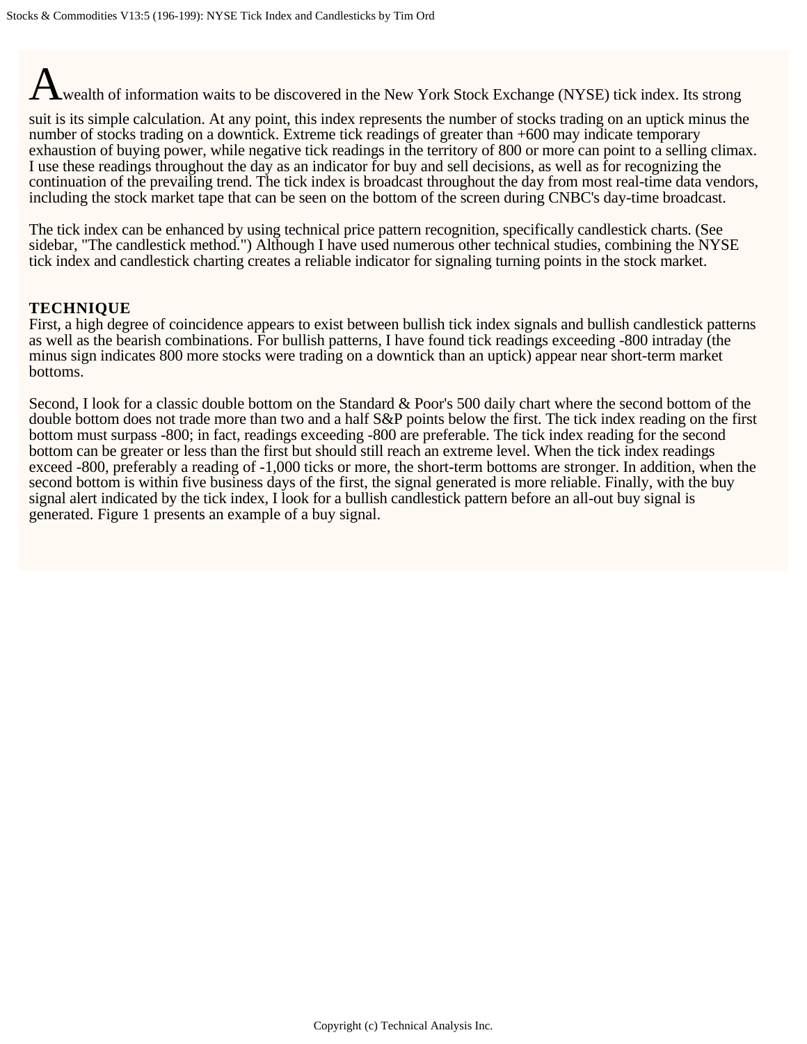A wealth of information waits to be discovered in the New York Stock Exchange (NYSE) tick index. Its strong suit is its simple calculation. At any point, this index represents the number of stocks trading on an uptick minus the number of stocks trading on a downtick. Extreme tick readings of greater than +600 may indicate temporary exhaustion of buying power, while negative tick readings in the territory of 800 or more can point to a selling climax. I use these readings throughout the day as an indicator for buy and sell decisions, as well as for recognizing the continuation of the prevailing trend. The tick index is broadcast throughout the day from most real-time data vendors, including the stock market tape that can be seen on the bottom of the screen during CNBC's day-time broadcast.

The tick index can be enhanced by using technical price pattern recognition, specifically candlestick charts. (See sidebar, "The candlestick method.") Although I have used numerous other technical studies, combining the NYSE tick index and candlestick charting creates a reliable indicator for signaling turning points in the stock market.

**TECHNIQUE**

First, a high degree of coincidence appears to exist between bullish tick index signals and bullish candlestick patterns as well as the bearish combinations. For bullish patterns, I have found tick readings exceeding -800 intraday (the minus sign indicates 800 more stocks were trading on a downtick than an uptick) appear near short-term market bottoms.

Second, I look for a classic double bottom on the Standard & Poor's 500 daily chart where the second bottom of the double bottom does not trade more than two and a half S&P points below the first. The tick index reading on the first bottom must surpass -800; in fact, readings exceeding -800 are preferable. The tick index reading for the second bottom can be greater or less than the first but should still reach an extreme level. When the tick index readings exceed -800, preferably a reading of -1,000 ticks or more, the short-term bottoms are stronger. In addition, when the second bottom is within five business days of the first, the signal generated is more reliable. Finally, with the buy signal alert indicated by the tick index, I look for a bullish candlestick pattern before an all-out buy signal is generated. Figure 1 presents an example of a buy signal.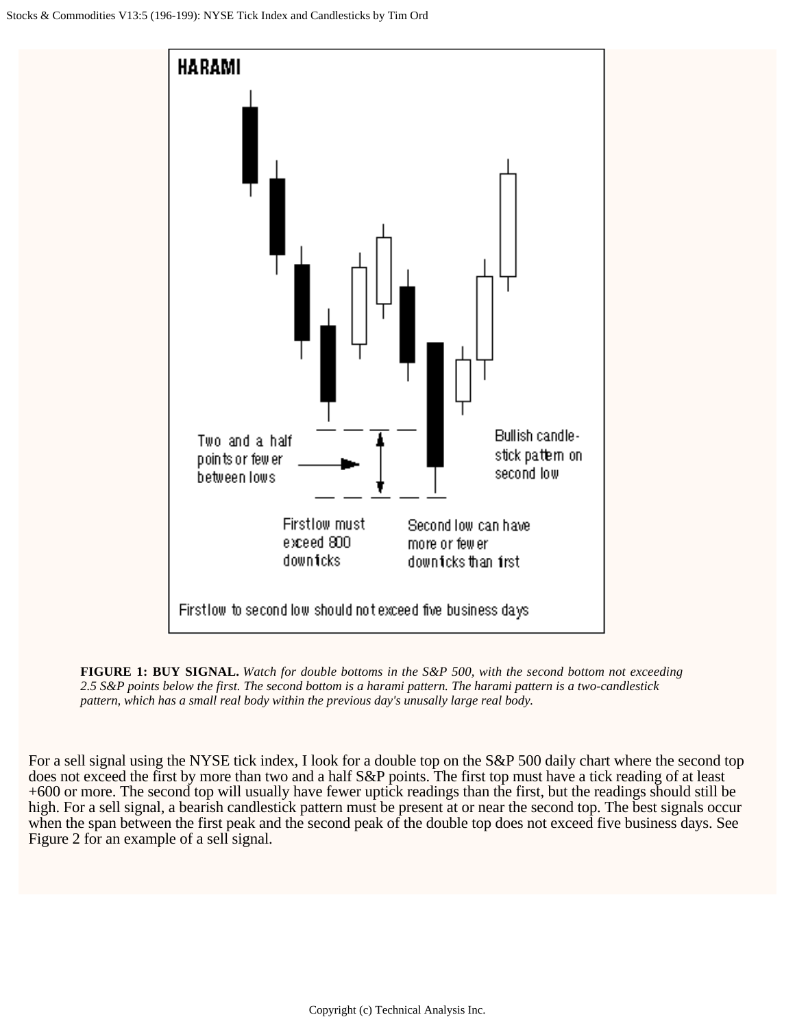**FIGURE 1: BUY SIGNAL.** *Watch for double bottoms in the S&P 500, with the second bottom not exceeding 2.5 S&P points below the first. The second bottom is a harami pattern. The harami pattern is a two-candlestick pattern, which has a small real body within the previous day's unusally large real body.*

For a sell signal using the NYSE tick index, I look for a double top on the S&P 500 daily chart where the second top does not exceed the first by more than two and a half S&P points. The first top must have a tick reading of at least +600 or more. The second top will usually have fewer uptick readings than the first, but the readings should still be high. For a sell signal, a bearish candlestick pattern must be present at or near the second top. The best signals occur when the span between the first peak and the second peak of the double top does not exceed five business days. See Figure 2 for an example of a sell signal.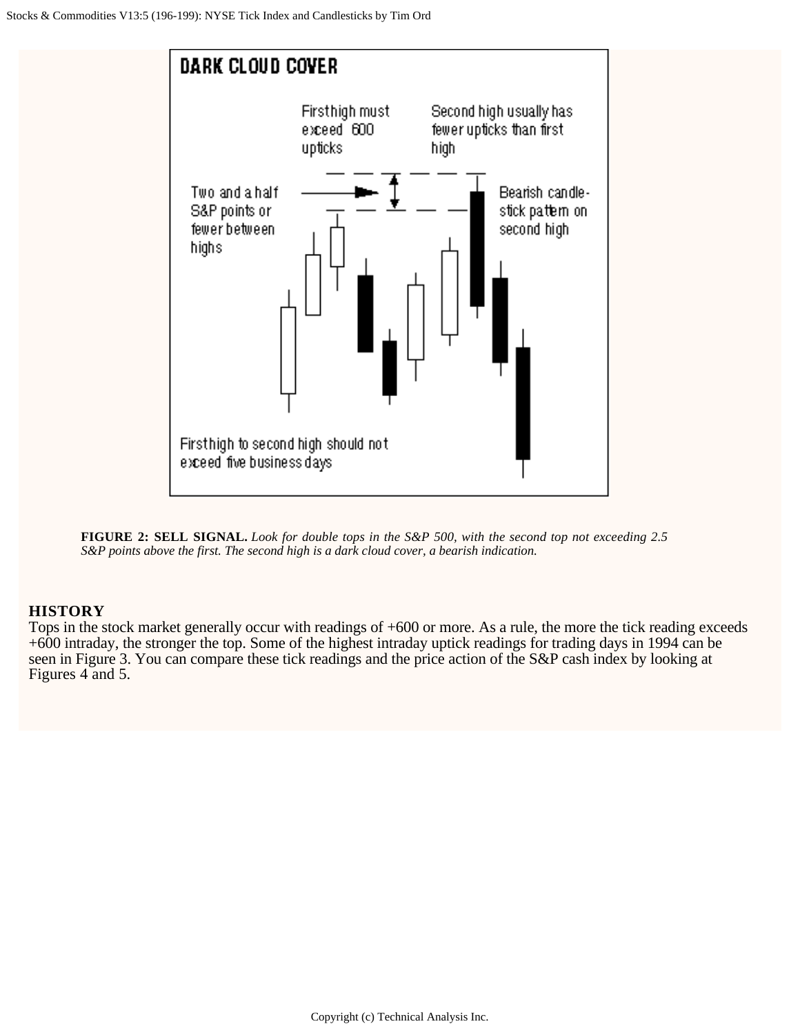DARK CLOUD COVER

First high must exceed 600 upticks

Second high usually has fewer upticks than first high

Two and a half S&P points or fewer between highs

Bearish candle-stick pattern on second high

First high to second high should not exceed five business days

**FIGURE 2: SELL SIGNAL.** *Look for double tops in the S&P 500, with the second top not exceeding 2.5 S&P points above the first. The second high is a dark cloud cover, a bearish indication.*

### HISTORY

Tops in the stock market generally occur with readings of +600 or more. As a rule, the more the tick reading exceeds +600 intraday, the stronger the top. Some of the highest intraday uptick readings for trading days in 1994 can be seen in Figure 3. You can compare these tick readings and the price action of the S&P cash index by looking at Figures 4 and 5.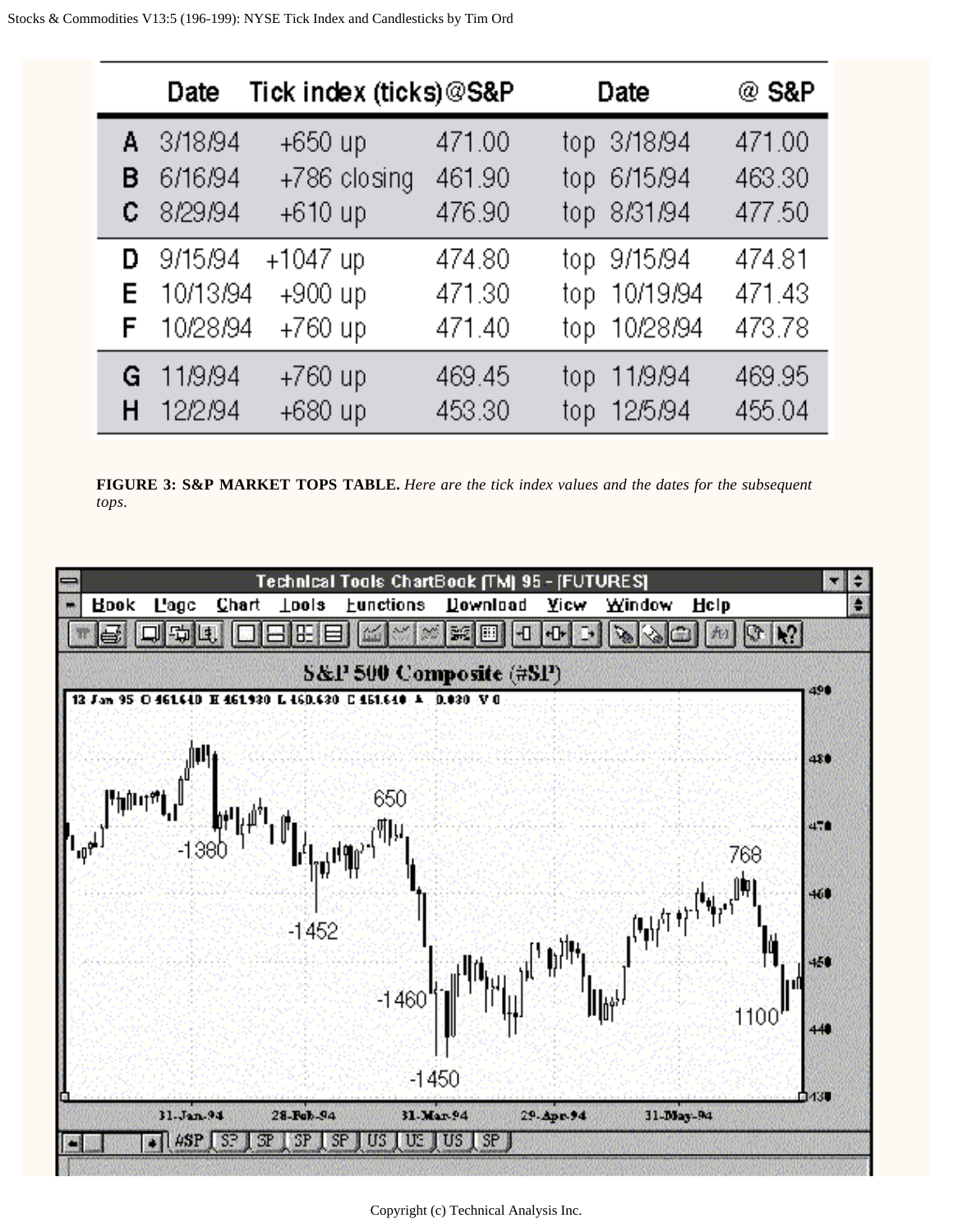| | Date | Tick index (ticks) | @S&P | Date | @ S&P |
|---|---|---|---|---|---|
| A | 3/18/94 | +650 up | 471.00 | top 3/18/94 | 471.00 |
| B | 6/16/94 | +786 closing | 461.90 | top 6/15/94 | 463.30 |
| C | 8/29/94 | +610 up | 476.90 | top 8/31/94 | 477.50 |
| D | 9/15/94 | +1047 up | 474.80 | top 9/15/94 | 474.81 |
| E | 10/13/94 | +900 up | 471.30 | top 10/19/94 | 471.43 |
| F | 10/28/94 | +760 up | 471.40 | top 10/28/94 | 473.78 |
| G | 11/9/94 | +760 up | 469.45 | top 11/9/94 | 469.95 |
| H | 12/2/94 | +680 up | 453.30 | top 12/5/94 | 455.04 |

**FIGURE 3: S&P MARKET TOPS TABLE.** *Here are the tick index values and the dates for the subsequent tops.*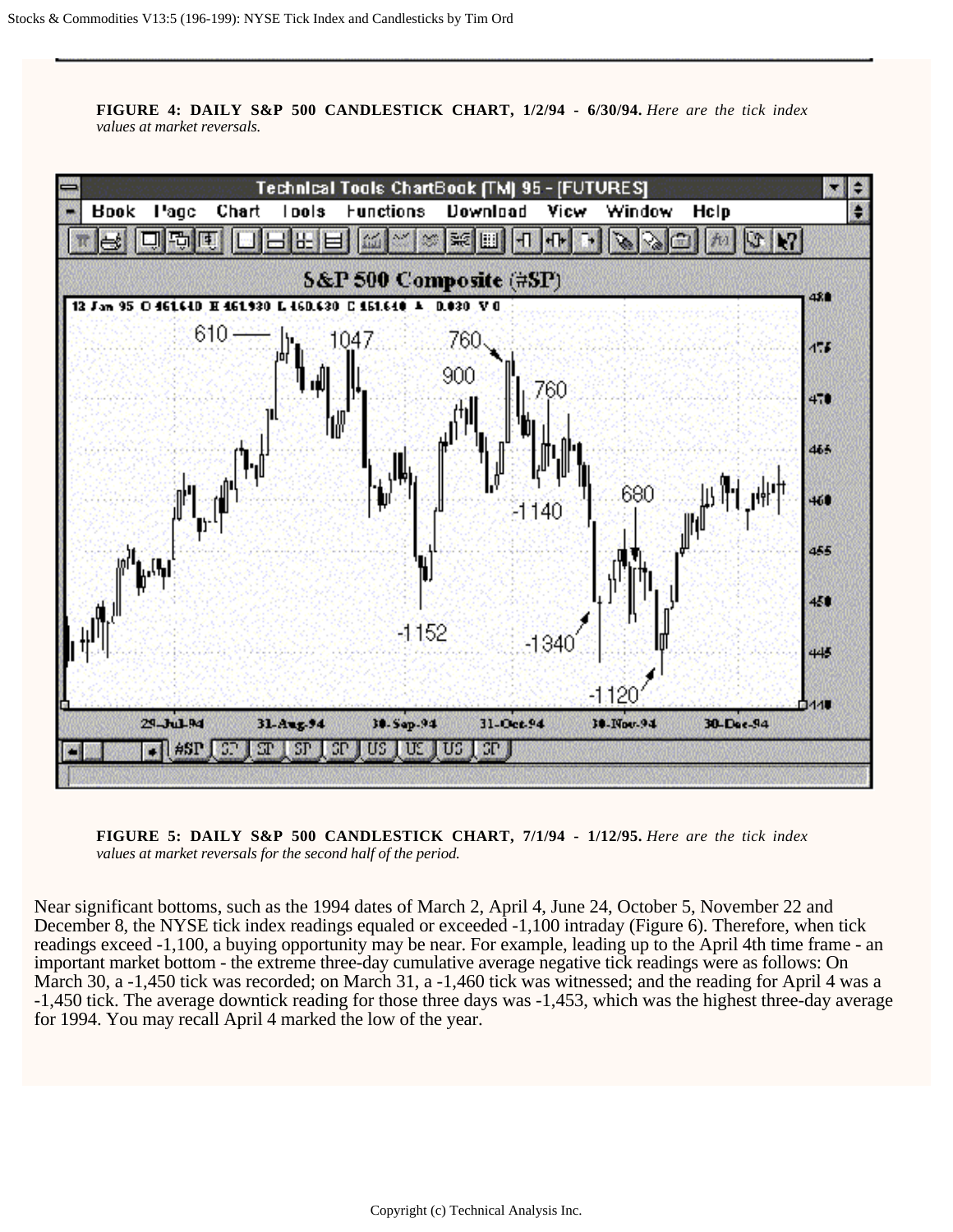**FIGURE 4: DAILY S&P 500 CANDLESTICK CHART, 1/2/94 - 6/30/94.** *Here are the tick index values at market reversals.*

**FIGURE 5: DAILY S&P 500 CANDLESTICK CHART, 7/1/94 - 1/12/95.** *Here are the tick index values at market reversals for the second half of the period.*

Near significant bottoms, such as the 1994 dates of March 2, April 4, June 24, October 5, November 22 and December 8, the NYSE tick index readings equaled or exceeded -1,100 intraday (Figure 6). Therefore, when tick readings exceed -1,100, a buying opportunity may be near. For example, leading up to the April 4th time frame - an important market bottom - the extreme three-day cumulative average negative tick readings were as follows: On March 30, a -1,450 tick was recorded; on March 31, a -1,460 tick was witnessed; and the reading for April 4 was a -1,450 tick. The average downtick reading for those three days was -1,453, which was the highest three-day average for 1994. You may recall April 4 marked the low of the year.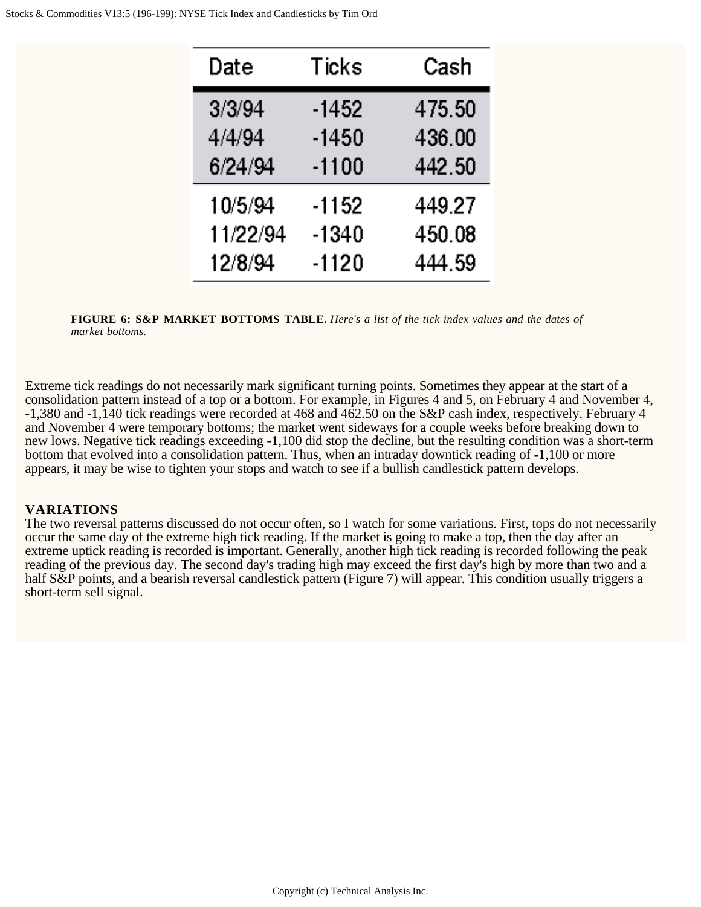| Date | Ticks | Cash |
| --- | --- | --- |
| 3/3/94 | -1452 | 475.50 |
| 4/4/94 | -1450 | 436.00 |
| 6/24/94 | -1100 | 442.50 |
| 10/5/94 | -1152 | 449.27 |
| 11/22/94 | -1340 | 450.08 |
| 12/8/94 | -1120 | 444.59 |

**FIGURE 6: S&P MARKET BOTTOMS TABLE.** *Here's a list of the tick index values and the dates of market bottoms.*

Extreme tick readings do not necessarily mark significant turning points. Sometimes they appear at the start of a consolidation pattern instead of a top or a bottom. For example, in Figures 4 and 5, on February 4 and November 4, -1,380 and -1,140 tick readings were recorded at 468 and 462.50 on the S&P cash index, respectively. February 4 and November 4 were temporary bottoms; the market went sideways for a couple weeks before breaking down to new lows. Negative tick readings exceeding -1,100 did stop the decline, but the resulting condition was a short-term bottom that evolved into a consolidation pattern. Thus, when an intraday downtick reading of -1,100 or more appears, it may be wise to tighten your stops and watch to see if a bullish candlestick pattern develops.

## VARIATIONS

The two reversal patterns discussed do not occur often, so I watch for some variations. First, tops do not necessarily occur the same day of the extreme high tick reading. If the market is going to make a top, then the day after an extreme uptick reading is recorded is important. Generally, another high tick reading is recorded following the peak reading of the previous day. The second day's trading high may exceed the first day's high by more than two and a half S&P points, and a bearish reversal candlestick pattern (Figure 7) will appear. This condition usually triggers a short-term sell signal.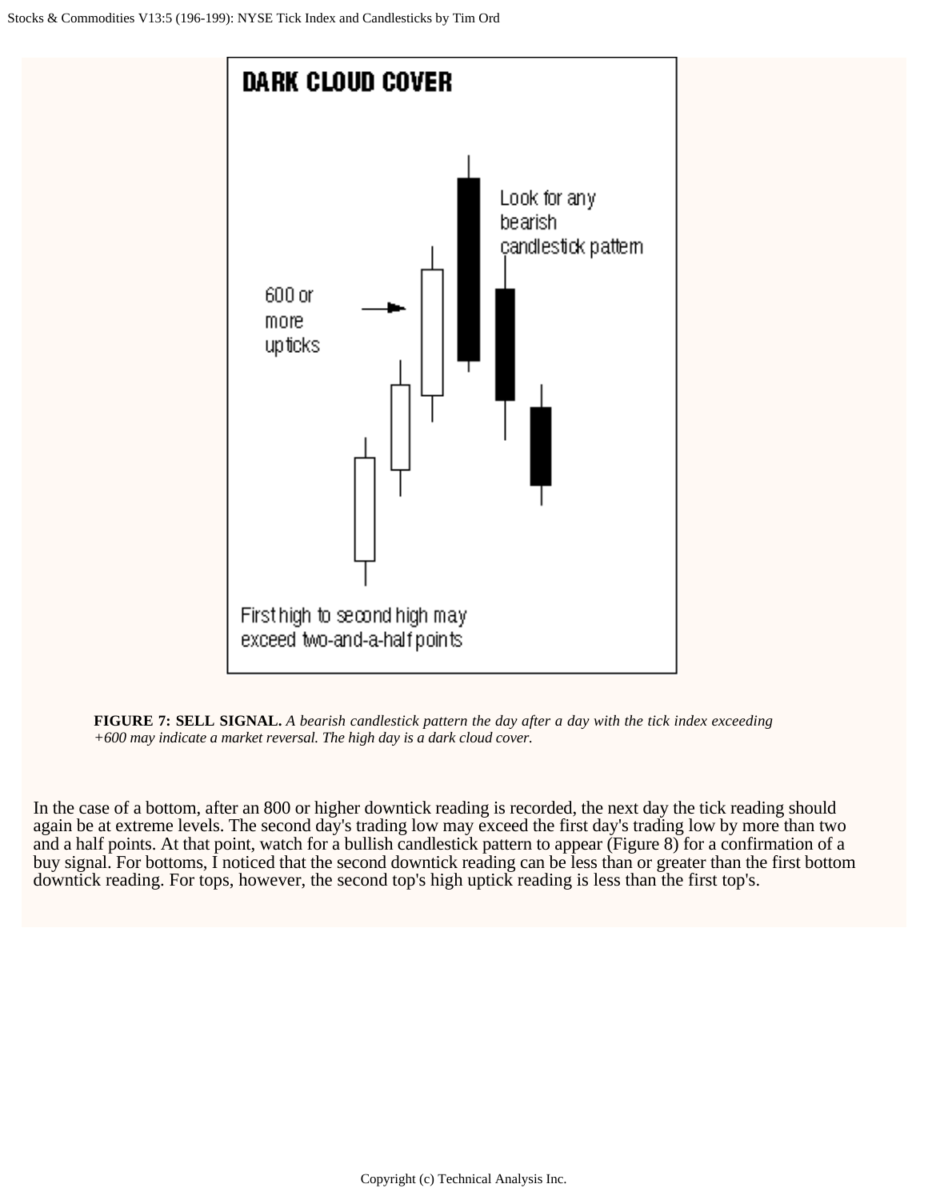DARK CLOUD COVER

600 or more upticks

Look for any bearish candlestick pattern

First high to second high may exceed two-and-a-half points

**FIGURE 7: SELL SIGNAL.** *A bearish candlestick pattern the day after a day with the tick index exceeding +600 may indicate a market reversal. The high day is a dark cloud cover.*

In the case of a bottom, after an 800 or higher downtick reading is recorded, the next day the tick reading should again be at extreme levels. The second day's trading low may exceed the first day's trading low by more than two and a half points. At that point, watch for a bullish candlestick pattern to appear (Figure 8) for a confirmation of a buy signal. For bottoms, I noticed that the second downtick reading can be less than or greater than the first bottom downtick reading. For tops, however, the second top's high uptick reading is less than the first top's.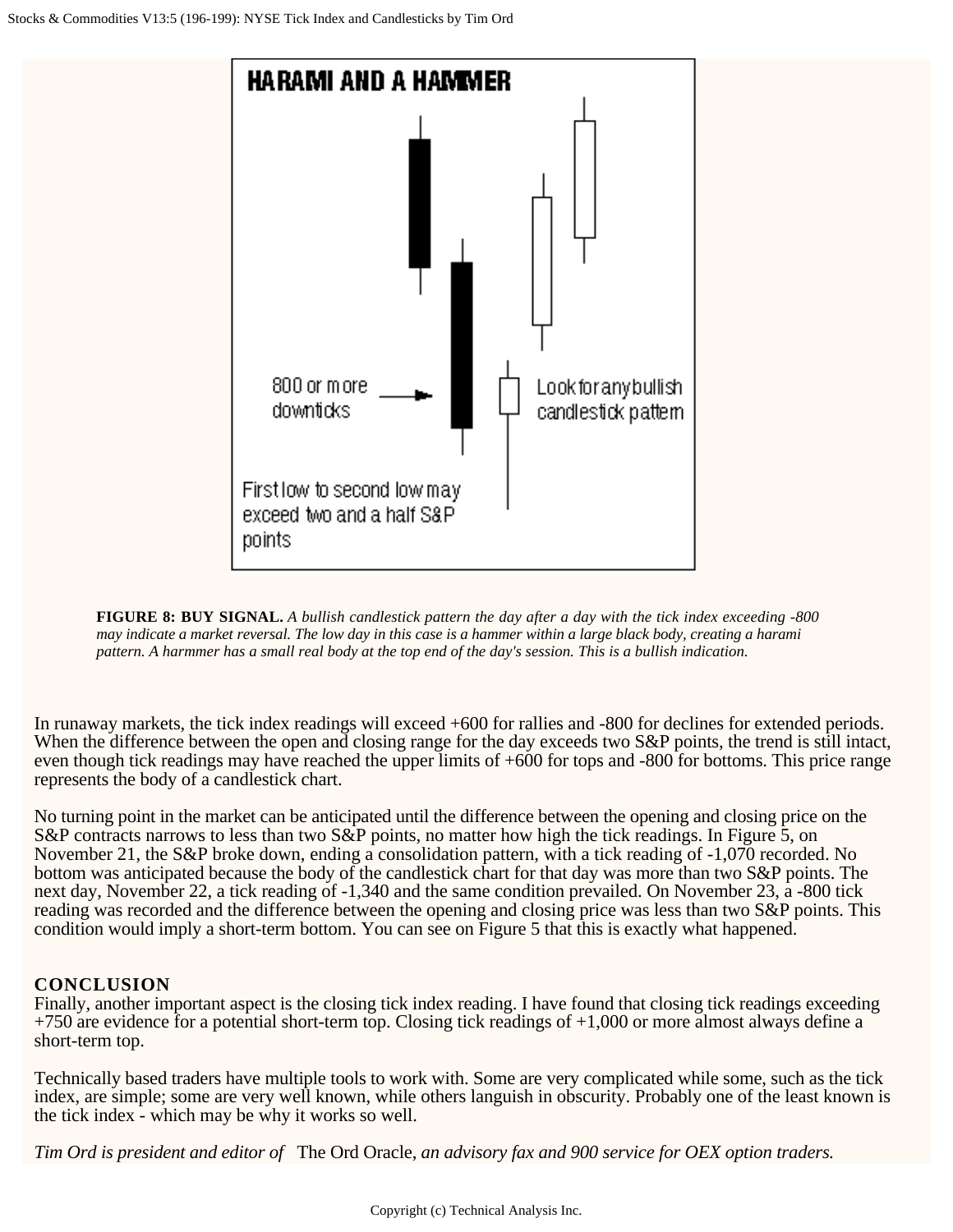**FIGURE 8: BUY SIGNAL.** *A bullish candlestick pattern the day after a day with the tick index exceeding -800 may indicate a market reversal. The low day in this case is a hammer within a large black body, creating a harami pattern. A harmmer has a small real body at the top end of the day's session. This is a bullish indication.*

In runaway markets, the tick index readings will exceed +600 for rallies and -800 for declines for extended periods. When the difference between the open and closing range for the day exceeds two S&P points, the trend is still intact, even though tick readings may have reached the upper limits of +600 for tops and -800 for bottoms. This price range represents the body of a candlestick chart.

No turning point in the market can be anticipated until the difference between the opening and closing price on the S&P contracts narrows to less than two S&P points, no matter how high the tick readings. In Figure 5, on November 21, the S&P broke down, ending a consolidation pattern, with a tick reading of -1,070 recorded. No bottom was anticipated because the body of the candlestick chart for that day was more than two S&P points. The next day, November 22, a tick reading of -1,340 and the same condition prevailed. On November 23, a -800 tick reading was recorded and the difference between the opening and closing price was less than two S&P points. This condition would imply a short-term bottom. You can see on Figure 5 that this is exactly what happened.

## CONCLUSION

Finally, another important aspect is the closing tick index reading. I have found that closing tick readings exceeding +750 are evidence for a potential short-term top. Closing tick readings of +1,000 or more almost always define a short-term top.

Technically based traders have multiple tools to work with. Some are very complicated while some, such as the tick index, are simple; some are very well known, while others languish in obscurity. Probably one of the least known is the tick index - which may be why it works so well.

*Tim Ord is president and editor of* The Ord Oracle, *an advisory fax and 900 service for OEX option traders.*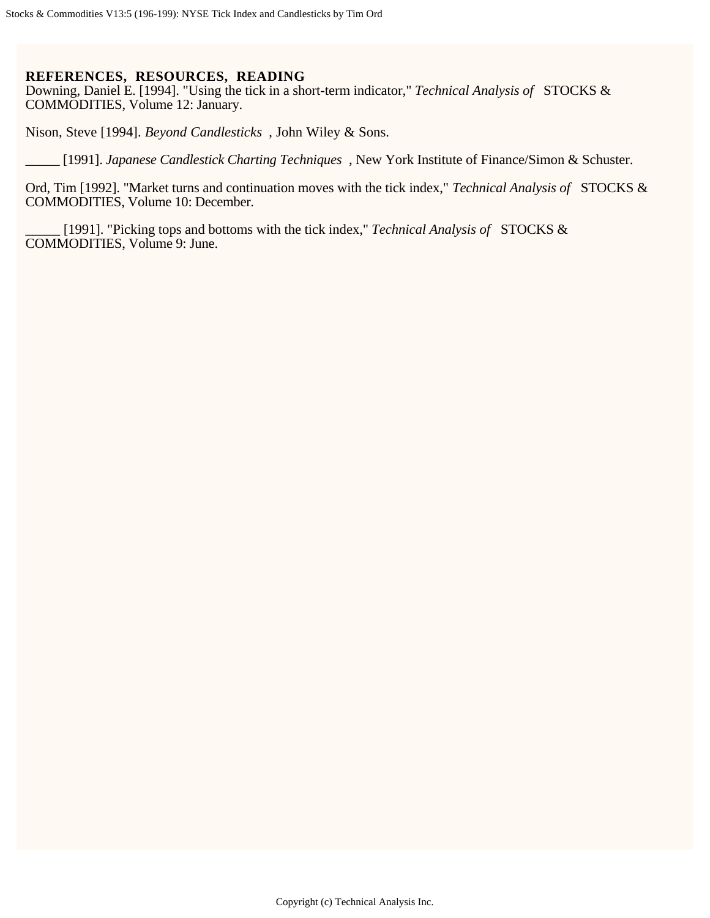## REFERENCES, RESOURCES, READING

Downing, Daniel E. [1994]. "Using the tick in a short-term indicator," *Technical Analysis of* STOCKS & COMMODITIES, Volume 12: January.

Nison, Steve [1994]. *Beyond Candlesticks* , John Wiley & Sons.

_____ [1991]. *Japanese Candlestick Charting Techniques* , New York Institute of Finance/Simon & Schuster.

Ord, Tim [1992]. "Market turns and continuation moves with the tick index," *Technical Analysis of* STOCKS & COMMODITIES, Volume 10: December.

_____ [1991]. "Picking tops and bottoms with the tick index," *Technical Analysis of* STOCKS & COMMODITIES, Volume 9: June.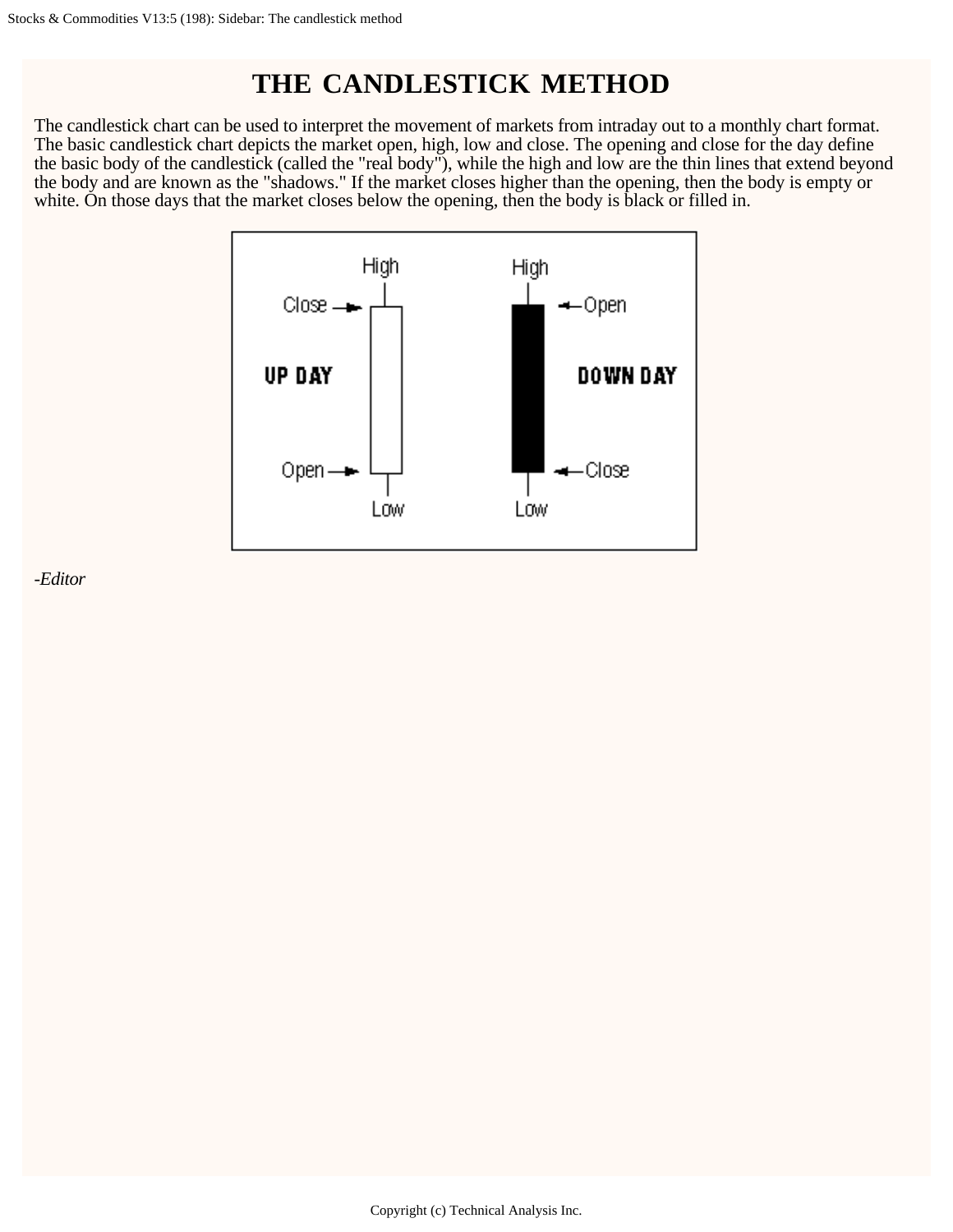# THE CANDLESTICK METHOD

The candlestick chart can be used to interpret the movement of markets from intraday out to a monthly chart format. The basic candlestick chart depicts the market open, high, low and close. The opening and close for the day define the basic body of the candlestick (called the "real body"), while the high and low are the thin lines that extend beyond the body and are known as the "shadows." If the market closes higher than the opening, then the body is empty or white. On those days that the market closes below the opening, then the body is black or filled in.

High
Close
UP DAY
Open
Low

High
Open
DOWN DAY
Close
Low

*-Editor*